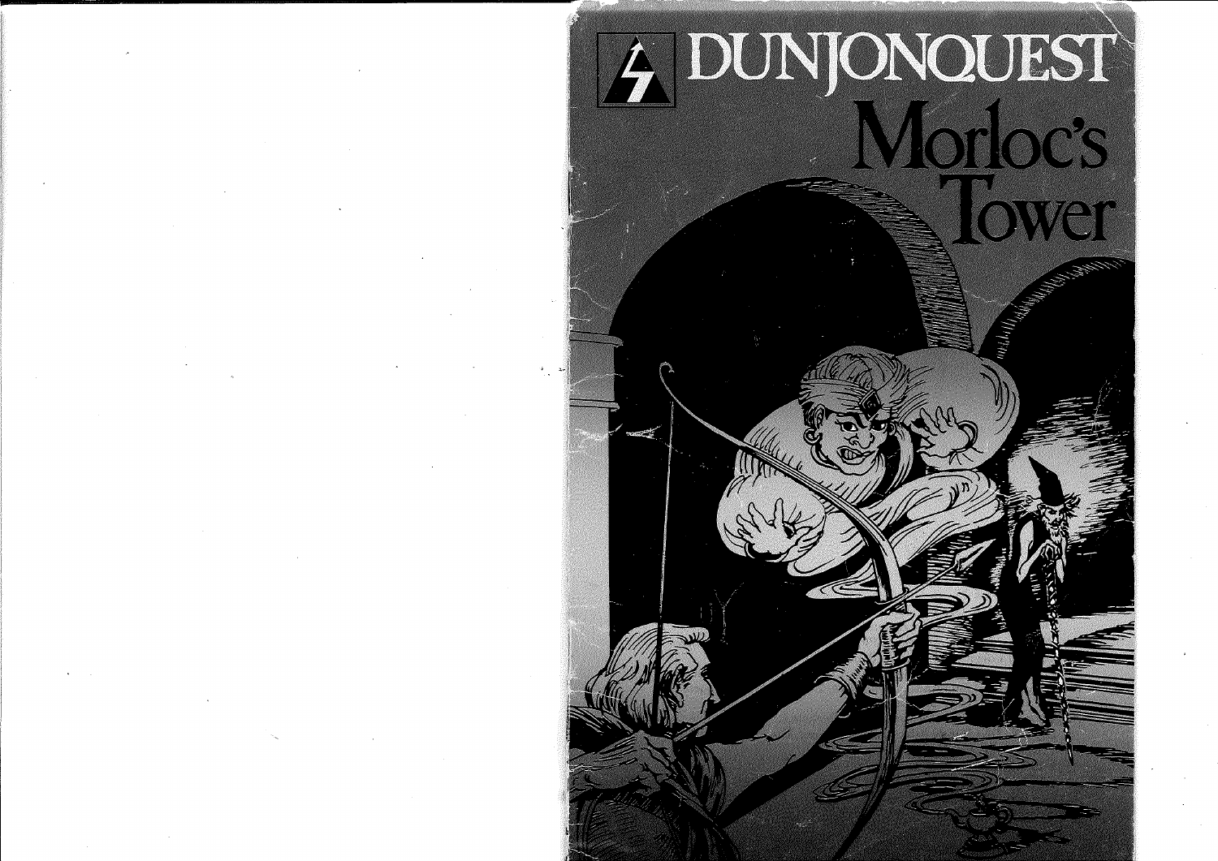# DUNJONQUEST

# Morloc's Tower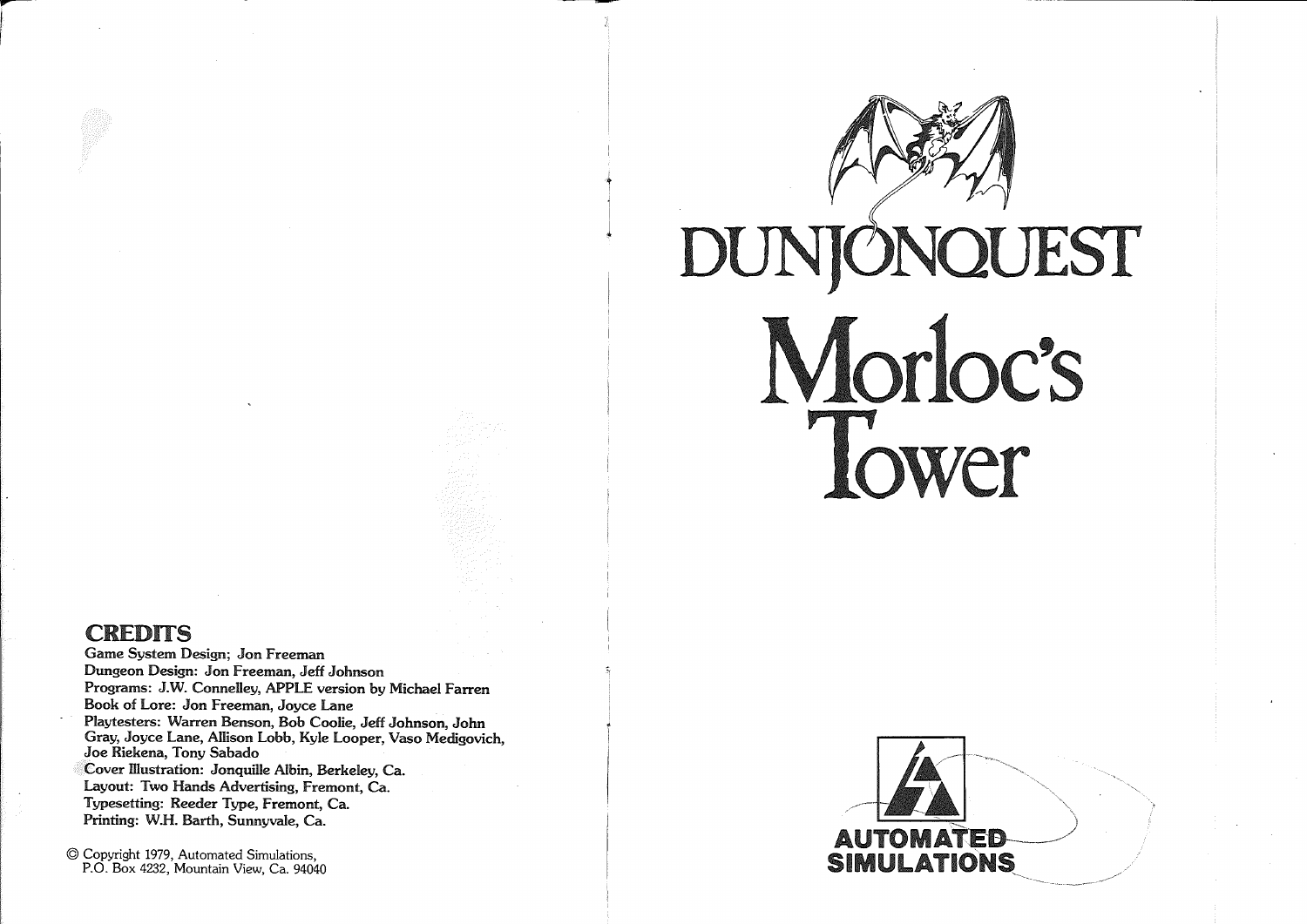## CREDITS

Game System Design; Jon Freeman
Dungeon Design: Jon Freeman, Jeff Johnson
Programs: J.W. Connelley, APPLE version by Michael Farren
Book of Lore: Jon Freeman, Joyce Lane
Playtesters: Warren Benson, Bob Coolie, Jeff Johnson, John Gray, Joyce Lane, Allison Lobb, Kyle Looper, Vaso Medigovich, Joe Riekena, Tony Sabado
Cover Illustration: Jonquille Albin, Berkeley, Ca.
Layout: Two Hands Advertising, Fremont, Ca.
Typesetting: Reeder Type, Fremont, Ca.
Printing: W.H. Barth, Sunnyvale, Ca.

© Copyright 1979, Automated Simulations,
P.O. Box 4232, Mountain View, Ca. 94040

# DUNJONQUEST

# Morloc's Tower

AUTOMATED SIMULATIONS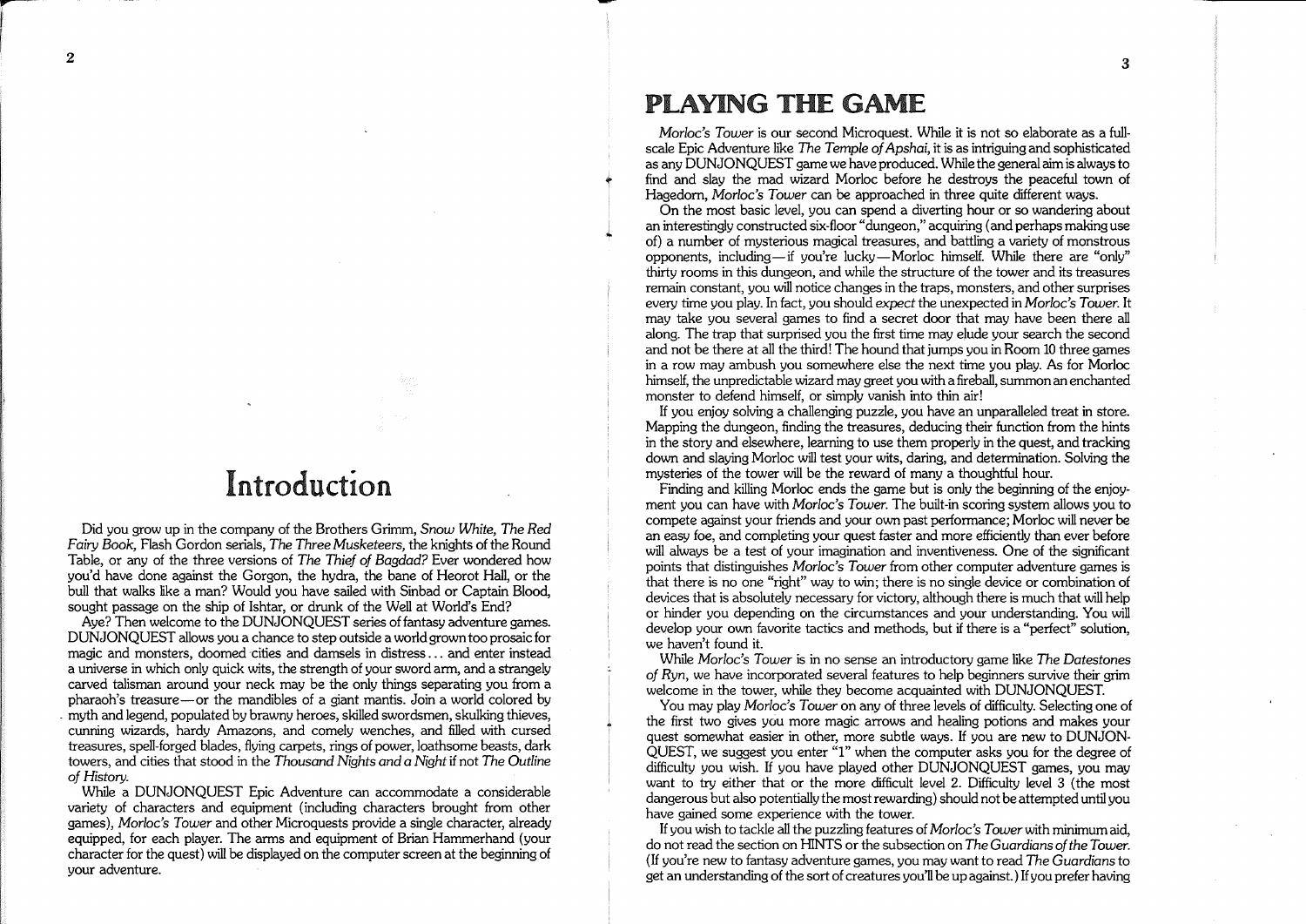# Introduction

Did you grow up in the company of the Brothers Grimm, *Snow White, The Red Fairy Book*, Flash Gordon serials, *The Three Musketeers*, the knights of the Round Table, or any of the three versions of *The Thief of Bagdad?* Ever wondered how you'd have done against the Gorgon, the hydra, the bane of Heorot Hall, or the bull that walks like a man? Would you have sailed with Sinbad or Captain Blood, sought passage on the ship of Ishtar, or drunk of the Well at World's End?

Aye? Then welcome to the DUNJONQUEST series of fantasy adventure games. DUNJONQUEST allows you a chance to step outside a world grown too prosaic for magic and monsters, doomed cities and damsels in distress . . . and enter instead a universe in which only quick wits, the strength of your sword arm, and a strangely carved talisman around your neck may be the only things separating you from a pharaoh's treasure—or the mandibles of a giant mantis. Join a world colored by myth and legend, populated by brawny heroes, skilled swordsmen, skulking thieves, cunning wizards, hardy Amazons, and comely wenches, and filled with cursed treasures, spell-forged blades, flying carpets, rings of power, loathsome beasts, dark towers, and cities that stood in the *Thousand Nights and a Night* if not *The Outline of History*.

While a DUNJONQUEST Epic Adventure can accommodate a considerable variety of characters and equipment (including characters brought from other games), *Morloc's Tower* and other Microquests provide a single character, already equipped, for each player. The arms and equipment of Brian Hammerhand (your character for the quest) will be displayed on the computer screen at the beginning of your adventure.

## PLAYING THE GAME

*Morloc's Tower* is our second Microquest. While it is not so elaborate as a full-scale Epic Adventure like *The Temple of Apshai*, it is as intriguing and sophisticated as any DUNJONQUEST game we have produced. While the general aim is always to find and slay the mad wizard Morloc before he destroys the peaceful town of Hagedorn, *Morloc's Tower* can be approached in three quite different ways.

On the most basic level, you can spend a diverting hour or so wandering about an interestingly constructed six-floor "dungeon," acquiring (and perhaps making use of) a number of mysterious magical treasures, and battling a variety of monstrous opponents, including—if you're lucky—Morloc himself. While there are "only" thirty rooms in this dungeon, and while the structure of the tower and its treasures remain constant, you will notice changes in the traps, monsters, and other surprises every time you play. In fact, you should *expect* the unexpected in *Morloc's Tower*. It may take you several games to find a secret door that may have been there all along. The trap that surprised you the first time may elude your search the second and not be there at all the third! The hound that jumps you in Room 10 three games in a row may ambush you somewhere else the next time you play. As for Morloc himself, the unpredictable wizard may greet you with a fireball, summon an enchanted monster to defend himself, or simply vanish into thin air!

If you enjoy solving a challenging puzzle, you have an unparalleled treat in store. Mapping the dungeon, finding the treasures, deducing their function from the hints in the story and elsewhere, learning to use them properly in the quest, and tracking down and slaying Morloc will test your wits, daring, and determination. Solving the mysteries of the tower will be the reward of many a thoughtful hour.

Finding and killing Morloc ends the game but is only the beginning of the enjoyment you can have with *Morloc's Tower*. The built-in scoring system allows you to compete against your friends and your own past performance; Morloc will never be an easy foe, and completing your quest faster and more efficiently than ever before will always be a test of your imagination and inventiveness. One of the significant points that distinguishes *Morloc's Tower* from other computer adventure games is that there is no one "right" way to win; there is no single device or combination of devices that is absolutely necessary for victory, although there is much that will help or hinder you depending on the circumstances and your understanding. You will develop your own favorite tactics and methods, but if there is a "perfect" solution, we haven't found it.

While *Morloc's Tower* is in no sense an introductory game like *The Datestones of Ryn*, we have incorporated several features to help beginners survive their grim welcome in the tower, while they become acquainted with DUNJONQUEST.

You may play *Morloc's Tower* on any of three levels of difficulty. Selecting one of the first two gives you more magic arrows and healing potions and makes your quest somewhat easier in other, more subtle ways. If you are new to DUNJONQUEST, we suggest you enter "1" when the computer asks you for the degree of difficulty you wish. If you have played other DUNJONQUEST games, you may want to try either that or the more difficult level 2. Difficulty level 3 (the most dangerous but also potentially the most rewarding) should not be attempted until you have gained some experience with the tower.

If you wish to tackle all the puzzling features of *Morloc's Tower* with minimum aid, do not read the section on HINTS or the subsection on *The Guardians of the Tower*. (If you're new to fantasy adventure games, you may want to read *The Guardians* to get an understanding of the sort of creatures you'll be up against.) If you prefer having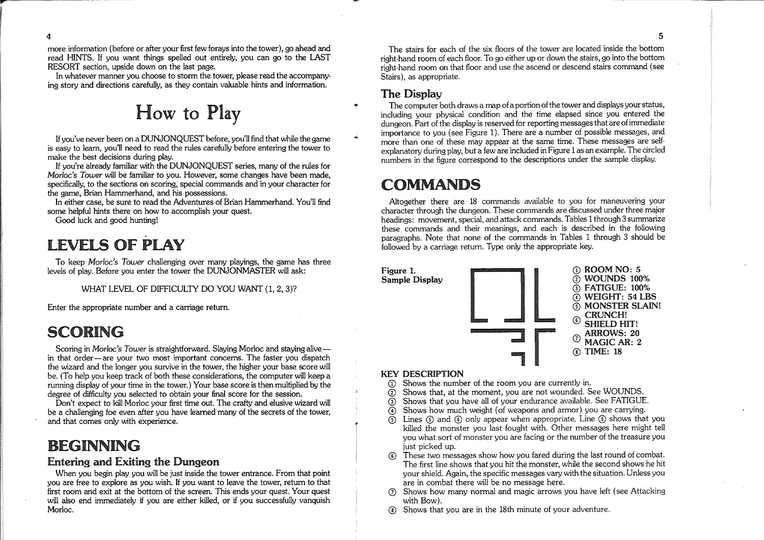more information (before or after your first few forays into the tower), go ahead and read HINTS. If you want things spelled out entirely, you can go to the LAST RESORT section, upside down on the last page.

In whatever manner you choose to storm the tower, please read the accompanying story and directions carefully, as they contain valuable hints and information.

# How to Play

If you've never been on a DUNJONQUEST before, you'll find that while the game is easy to learn, you'll need to read the rules carefully before entering the tower to make the best decisions during play.

If you're already familiar with the DUNJONQUEST series, many of the rules for *Morloc's Tower* will be familiar to you. However, some changes have been made, specifically, to the sections on scoring, special commands and in your character for the game, Brian Hammerhand, and his possessions.

In either case, be sure to read the Adventures of Brian Hammerhand. You'll find some helpful hints there on how to accomplish your quest.

Good luck and good hunting!

## LEVELS OF PLAY

To keep *Morloc's Tower* challenging over many playings, the game has three levels of play. Before you enter the tower the DUNJONMASTER will ask:

WHAT LEVEL OF DIFFICULTY DO YOU WANT (1, 2, 3)?

Enter the appropriate number and a carriage return.

## SCORING

Scoring in *Morloc's Tower* is straightforward. Slaying Morloc and staying alive— in that order—are your two most important concerns. The faster you dispatch the wizard and the longer you survive in the tower, the higher your base score will be. (To help you keep track of both these considerations, the computer will keep a running display of your time in the tower.) Your base score is then multiplied by the degree of difficulty you selected to obtain your final score for the session.

Don't expect to kill Morloc your first time out. The crafty and elusive wizard will be a challenging foe even after you have learned many of the secrets of the tower, and that comes only with experience.

## BEGINNING

### Entering and Exiting the Dungeon

When you begin play you will be just inside the tower entrance. From that point you are free to explore as you wish. If you want to leave the tower, return to that first room and exit at the bottom of the screen. This ends your quest. Your quest will also end immediately if you are either killed, or if you successfully vanquish Morloc.

The stairs for each of the six floors of the tower are located inside the bottom right-hand room of each floor. To go either up or down the stairs, go into the bottom right-hand room on that floor and use the ascend or descend stairs command (see Stairs), as appropriate.

### The Display

The computer both draws a map of a portion of the tower and displays your status, including your physical condition and the time elapsed since you entered the dungeon. Part of the display is reserved for reporting messages that are of immediate importance to you (see Figure 1). There are a number of possible messages, and more than one of these may appear at the same time. These messages are self-explanatory during play, but a few are included in Figure 1 as an example. The circled numbers in the figure correspond to the descriptions under the sample display.

## COMMANDS

Altogether there are 18 commands available to you for maneuvering your character through the dungeon. These commands are discussed under three major headings: movement, special, and attack commands. Tables 1 through 3 summarize these commands and their meanings, and each is described in the following paragraphs. Note that none of the commands in Tables 1 through 3 should be followed by a carriage return. Type only the appropriate key.

**Figure 1.**
**Sample Display**

① ROOM NO: 5
② WOUNDS 100%
③ FATIGUE: 100%
④ WEIGHT: 54 LBS
⑤ MONSTER SLAIN!
⑥ CRUNCH!
SHIELD HIT!
⑦ ARROWS: 20
MAGIC AR: 2
⑧ TIME: 18

**KEY DESCRIPTION**

① Shows the number of the room you are currently in.

② Shows that, at the moment, you are not wounded. See WOUNDS.

③ Shows that you have all of your endurance available. See FATIGUE.

④ Shows how much weight (of weapons and armor) you are carrying.

⑤ Lines ⑤ and ⑥ only appear when appropriate. Line ⑤ shows that you killed the monster you last fought with. Other messages here might tell you what sort of monster you are facing or the number of the treasure you just picked up.

⑥ These two messages show how you fared during the last round of combat. The first line shows that you hit the monster, while the second shows he hit your shield. Again, the specific messages vary with the situation. Unless you are in combat there will be no message here.

⑦ Shows how many normal and magic arrows you have left (see Attacking with Bow).

⑧ Shows that you are in the 18th minute of your adventure.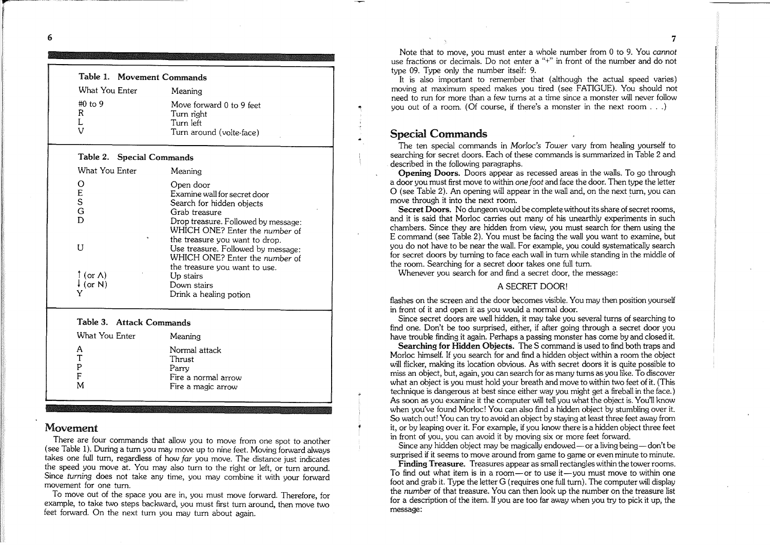**Table 1. Movement Commands**

| What You Enter | Meaning |
|---|---|
| #0 to 9 | Move forward 0 to 9 feet |
| R | Turn right |
| L | Turn left |
| V | Turn around (volte-face) |

**Table 2. Special Commands**

| What You Enter | Meaning |
|---|---|
| O | Open door |
| E | Examine wall for secret door |
| S | Search for hidden objects |
| G | Grab treasure |
| D | Drop treasure. Followed by message: WHICH ONE? Enter the *number* of the treasure you want to drop. |
| U | Use treasure. Followed by message: WHICH ONE? Enter the *number* of the treasure you want to use. |
| ↑ (or Λ) | Up stairs |
| ↓ (or N) | Down stairs |
| Y | Drink a healing potion |

**Table 3. Attack Commands**

| What You Enter | Meaning |
|---|---|
| A | Normal attack |
| T | Thrust |
| P | Parry |
| F | Fire a normal arrow |
| M | Fire a magic arrow |

## Movement

There are four commands that allow you to move from one spot to another (see Table 1). During a turn you may move up to nine feet. Moving forward always takes one full turn, regardless of how *far* you move. The distance just indicates the speed you move at. You may also turn to the right or left, or turn around. Since *turning* does not take any time, you may combine it with your forward movement for one turn.

To move out of the space you are in, you must move forward. Therefore, for example, to take two steps backward, you must first turn around, then move two feet forward. On the next turn you may turn about again.

Note that to move, you must enter a whole number from 0 to 9. You *cannot* use fractions or decimals. Do not enter a "+" in front of the number and do not type 09. Type only the number itself: 9.

It is also important to remember that (although the actual speed varies) moving at maximum speed makes you tired (see FATIGUE). You should not need to run for more than a few turns at a time since a monster will never follow you out of a room. (Of course, if there's a monster in the next room . . .)

## Special Commands

The ten special commands in *Morloc's Tower* vary from healing yourself to searching for secret doors. Each of these commands is summarized in Table 2 and described in the following paragraphs.

**Opening Doors.** Doors appear as recessed areas in the walls. To go through a door you must first move to within *one foot* and face the door. Then type the letter O (see Table 2). An opening will appear in the wall and, on the next turn, you can move through it into the next room.

**Secret Doors.** No dungeon would be complete without its share of secret rooms, and it is said that Morloc carries out many of his unearthly experiments in such chambers. Since they are hidden from view, you must search for them using the E command (see Table 2). You must be facing the wall you want to examine, but you do not have to be near the wall. For example, you could systematically search for secret doors by turning to face each wall in turn while standing in the middle of the room. Searching for a secret door takes one full turn.

Whenever you search for and find a secret door, the message:

A SECRET DOOR!

flashes on the screen and the door becomes visible. You may then position yourself in front of it and open it as you would a normal door.

Since secret doors are well hidden, it may take you several turns of searching to find one. Don't be too surprised, either, if after going through a secret door you have trouble finding it again. Perhaps a passing monster has come by and closed it.

**Searching for Hidden Objects.** The S command is used to find both traps and Morloc himself. If you search for and find a hidden object within a room the object will flicker, making its location obvious. As with secret doors it is quite possible to miss an object, but, again, you can search for as many turns as you like. To discover what an object is you must hold your breath and move to within two feet of it. (This technique is dangerous at best since either way you might get a fireball in the face.) As soon as you examine it the computer will tell you what the object is. You'll know when you've found Morloc! You can also find a hidden object by stumbling over it. So watch out! You can try to avoid an object by staying at least three feet away from it, or by leaping over it. For example, if you know there is a hidden object three feet in front of you, you can avoid it by moving six or more feet forward.

Since any hidden object may be magically endowed—or a living being—don't be surprised if it seems to move around from game to game or even minute to minute.

**Finding Treasure.** Treasures appear as small rectangles within the tower rooms. To find out what item is in a room—or to use it—you must move to within one foot and grab it. Type the letter G (requires one full turn). The computer will display the *number* of that treasure. You can then look up the number on the treasure list for a description of the item. If you are too far away when you try to pick it up, the message: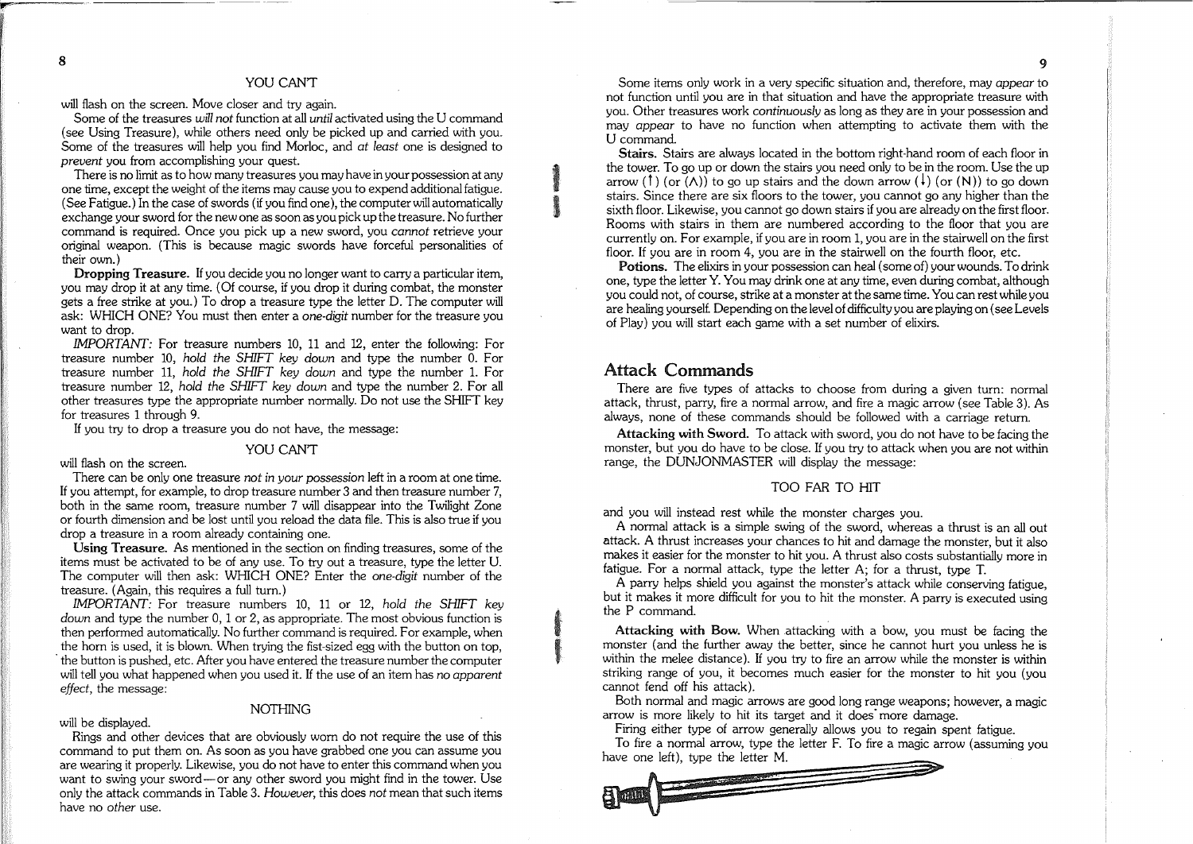YOU CAN'T

will flash on the screen. Move closer and try again.

Some of the treasures *will not* function at all *until* activated using the U command (see Using Treasure), while others need only be picked up and carried with you. Some of the treasures will help you find Morloc, and *at least* one is designed to *prevent* you from accomplishing your quest.

There is no limit as to how many treasures you may have in your possession at any one time, except the weight of the items may cause you to expend additional fatigue. (See Fatigue.) In the case of swords (if you find one), the computer will automatically exchange your sword for the new one as soon as you pick up the treasure. No further command is required. Once you pick up a new sword, you *cannot* retrieve your original weapon. (This is because magic swords have forceful personalities of their own.)

**Dropping Treasure.** If you decide you no longer want to carry a particular item, you may drop it at any time. (Of course, if you drop it during combat, the monster gets a free strike at you.) To drop a treasure type the letter D. The computer will ask: WHICH ONE? You must then enter a *one-digit* number for the treasure you want to drop.

*IMPORTANT:* For treasure numbers 10, 11 and 12, enter the following: For treasure number 10, *hold the SHIFT key down* and type the number 0. For treasure number 11, *hold the SHIFT key down* and type the number 1. For treasure number 12, *hold the SHIFT key down* and type the number 2. For all other treasures type the appropriate number normally. Do not use the SHIFT key for treasures 1 through 9.

If you try to drop a treasure you do not have, the message:

YOU CAN'T

will flash on the screen.

There can be only one treasure *not in your possession* left in a room at one time. If you attempt, for example, to drop treasure number 3 and then treasure number 7, both in the same room, treasure number 7 will disappear into the Twilight Zone or fourth dimension and be lost until you reload the data file. This is also true if you drop a treasure in a room already containing one.

**Using Treasure.** As mentioned in the section on finding treasures, some of the items must be activated to be of any use. To try out a treasure, type the letter U. The computer will then ask: WHICH ONE? Enter the *one-digit* number of the treasure. (Again, this requires a full turn.)

*IMPORTANT:* For treasure numbers 10, 11 or 12, *hold the SHIFT key down* and type the number 0, 1 or 2, as appropriate. The most obvious function is then performed automatically. No further command is required. For example, when the horn is used, it is blown. When trying the fist-sized egg with the button on top, the button is pushed, etc. After you have entered the treasure number the computer will tell you what happened when you used it. If the use of an item has *no apparent effect*, the message:

NOTHING

will be displayed.

Rings and other devices that are obviously worn do not require the use of this command to put them on. As soon as you have grabbed one you can assume you are wearing it properly. Likewise, you do not have to enter this command when you want to swing your sword—or any other sword you might find in the tower. Use only the attack commands in Table 3. *However*, this does *not* mean that such items have no *other* use.

Some items only work in a very specific situation and, therefore, may *appear* to not function until you are in that situation and have the appropriate treasure with you. Other treasures work *continuously* as long as they are in your possession and may *appear* to have no function when attempting to activate them with the U command.

**Stairs.** Stairs are always located in the bottom right-hand room of each floor in the tower. To go up or down the stairs you need only to be in the room. Use the up arrow (↑) (or (Λ)) to go up stairs and the down arrow (↓) (or (N)) to go down stairs. Since there are six floors to the tower, you cannot go any higher than the sixth floor. Likewise, you cannot go down stairs if you are already on the first floor. Rooms with stairs in them are numbered according to the floor that you are currently on. For example, if you are in room 1, you are in the stairwell on the first floor. If you are in room 4, you are in the stairwell on the fourth floor, etc.

**Potions.** The elixirs in your possession can heal (some of) your wounds. To drink one, type the letter Y. You may drink one at any time, even during combat, although you could not, of course, strike at a monster at the same time. You can rest while you are healing yourself. Depending on the level of difficulty you are playing on (see Levels of Play) you will start each game with a set number of elixirs.

## Attack Commands

There are five types of attacks to choose from during a given turn: normal attack, thrust, parry, fire a normal arrow, and fire a magic arrow (see Table 3). As always, none of these commands should be followed with a carriage return.

**Attacking with Sword.** To attack with sword, you do not have to be facing the monster, but you do have to be close. If you try to attack when you are not within range, the DUNJONMASTER will display the message:

TOO FAR TO HIT

and you will instead rest while the monster charges you.

A normal attack is a simple swing of the sword, whereas a thrust is an all out attack. A thrust increases your chances to hit and damage the monster, but it also makes it easier for the monster to hit you. A thrust also costs substantially more in fatigue. For a normal attack, type the letter A; for a thrust, type T.

A parry helps shield you against the monster's attack while conserving fatigue, but it makes it more difficult for you to hit the monster. A parry is executed using the P command.

**Attacking with Bow.** When attacking with a bow, you must be facing the monster (and the further away the better, since he cannot hurt you unless he is within the melee distance). If you try to fire an arrow while the monster is within striking range of you, it becomes much easier for the monster to hit you (you cannot fend off his attack).

Both normal and magic arrows are good long range weapons; however, a magic arrow is more likely to hit its target and it does more damage.

Firing either type of arrow generally allows you to regain spent fatigue.

To fire a normal arrow, type the letter F. To fire a magic arrow (assuming you have one left), type the letter M.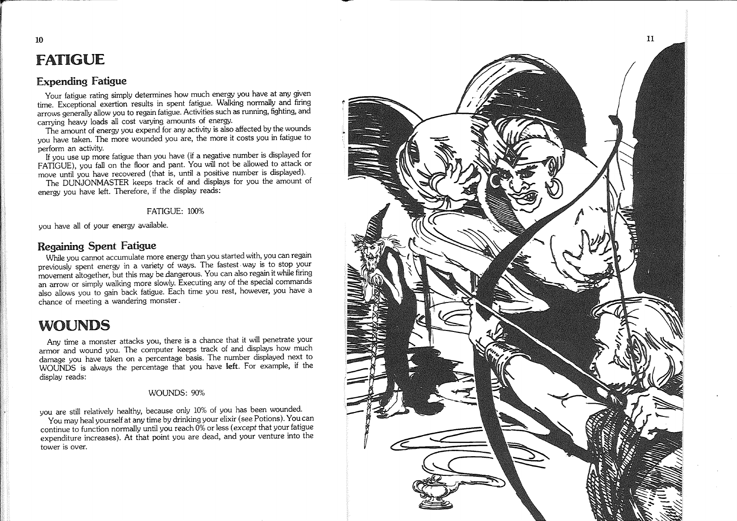# FATIGUE

## Expending Fatigue

Your fatigue rating simply determines how much energy you have at any given time. Exceptional exertion results in spent fatigue. Walking normally and firing arrows generally allow you to regain fatigue. Activities such as running, fighting, and carrying heavy loads all cost varying amounts of energy.

The amount of energy you expend for any activity is also affected by the wounds you have taken. The more wounded you are, the more it costs you in fatigue to perform an activity.

If you use up more fatigue than you have (if a negative number is displayed for FATIGUE), you fall on the floor and pant. You will not be allowed to attack or move until you have recovered (that is, until a positive number is displayed).

The DUNJONMASTER keeps track of and displays for you the amount of energy you have left. Therefore, if the display reads:

FATIGUE: 100%

you have all of your energy available.

## Regaining Spent Fatigue

While you cannot accumulate more energy than you started with, you can regain previously spent energy in a variety of ways. The fastest way is to stop your movement altogether, but this may be dangerous. You can also regain it while firing an arrow or simply walking more slowly. Executing any of the special commands also allows you to gain back fatigue. Each time you rest, however, you have a chance of meeting a wandering monster.

# WOUNDS

Any time a monster attacks you, there is a chance that it will penetrate your armor and wound you. The computer keeps track of and displays how much damage you have taken on a percentage basis. The number displayed next to WOUNDS is always the percentage that you have **left**. For example, if the display reads:

WOUNDS: 90%

you are still relatively healthy, because only 10% of you has been wounded.

You may heal yourself at any time by drinking your elixir (see Potions). You can continue to function normally until you reach 0% or less (*except* that your fatigue expenditure increases). At that point you are dead, and your venture into the tower is over.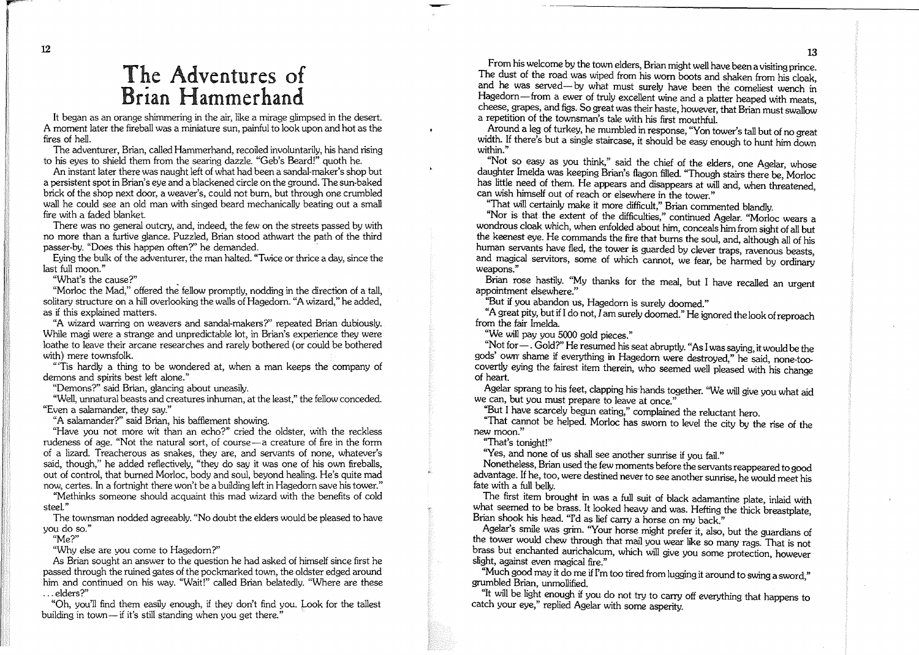# The Adventures of Brian Hammerhand

It began as an orange shimmering in the air, like a mirage glimpsed in the desert. A moment later the fireball was a miniature sun, painful to look upon and hot as the fires of hell.

The adventurer, Brian, called Hammerhand, recoiled involuntarily, his hand rising to his eyes to shield them from the searing dazzle. "Geb's Beard!" quoth he.

An instant later there was naught left of what had been a sandal-maker's shop but a persistent spot in Brian's eye and a blackened circle on the ground. The sun-baked brick of the shop next door, a weaver's, could not burn, but through one crumbled wall he could see an old man with singed beard mechanically beating out a small fire with a faded blanket.

There was no general outcry, and, indeed, the few on the streets passed by with no more than a furtive glance. Puzzled, Brian stood athwart the path of the third passer-by. "Does this happen often?" he demanded.

Eying the bulk of the adventurer, the man halted. "Twice or thrice a day, since the last full moon."

"What's the cause?"

"Morloc the Mad," offered the fellow promptly, nodding in the direction of a tall, solitary structure on a hill overlooking the walls of Hagedorn. "A wizard," he added, as if this explained matters.

"A wizard warring on weavers and sandal-makers?" repeated Brian dubiously. While magi were a strange and unpredictable lot, in Brian's experience they were loathe to leave their arcane researches and rarely bothered (or could be bothered with) mere townsfolk.

"'Tis hardly a thing to be wondered at, when a man keeps the company of demons and spirits best left alone."

"Demons?" said Brian, glancing about uneasily.

"Well, unnatural beasts and creatures inhuman, at the least," the fellow conceded. "Even a salamander, they say."

"A salamander?" said Brian, his bafflement showing.

"Have you not more wit than an echo?" cried the oldster, with the reckless rudeness of age. "Not the natural sort, of course—a creature of fire in the form of a lizard. Treacherous as snakes, they are, and servants of none, whatever's said, though," he added reflectively, "they do say it was one of his own fireballs, out of control, that burned Morloc, body and soul, beyond healing. He's quite mad now, certes. In a fortnight there won't be a building left in Hagedorn save his tower."

"Methinks someone should acquaint this mad wizard with the benefits of cold steel."

The townsman nodded agreeably. "No doubt the elders would be pleased to have you do so."

"Me?"

"Why else are you come to Hagedorn?"

As Brian sought an answer to the question he had asked of himself since first he passed through the ruined gates of the pockmarked town, the oldster edged around him and continued on his way. "Wait!" called Brian belatedly. "Where are these . . . elders?"

"Oh, you'll find them easily enough, if they don't find you. Look for the tallest building in town—if it's still standing when you get there."

From his welcome by the town elders, Brian might well have been a visiting prince. The dust of the road was wiped from his worn boots and shaken from his cloak, and he was served—by what must surely have been the comeliest wench in Hagedorn—from a ewer of truly excellent wine and a platter heaped with meats, cheese, grapes, and figs. So great was their haste, however, that Brian must swallow a repetition of the townsman's tale with his first mouthful.

Around a leg of turkey, he mumbled in response, "Yon tower's tall but of no great width. If there's but a single staircase, it should be easy enough to hunt him down within."

"Not so easy as you think," said the chief of the elders, one Agelar, whose daughter Imelda was keeping Brian's flagon filled. "Though stairs there be, Morloc has little need of them. He appears and disappears at will and, when threatened, can wish himself out of reach or elsewhere in the tower."

"That will certainly make it more difficult," Brian commented blandly.

"Nor is that the extent of the difficulties," continued Agelar. "Morloc wears a wondrous cloak which, when enfolded about him, conceals him from sight of all but the keenest eye. He commands the fire that burns the soul, and, although all of his human servants have fled, the tower is guarded by clever traps, ravenous beasts, and magical servitors, some of which cannot, we fear, be harmed by ordinary weapons."

Brian rose hastily. "My thanks for the meal, but I have recalled an urgent appointment elsewhere."

"But if you abandon us, Hagedorn is surely doomed."

"A great pity, but if I do not, *I* am surely doomed." He ignored the look of reproach from the fair Imelda.

"We will pay you 5000 gold pieces."

"Not for—. Gold?" He resumed his seat abruptly. "As I was saying, it would be the gods' own shame if everything in Hagedorn were destroyed," he said, none-too-covertly eying the fairest item therein, who seemed well pleased with his change of heart.

Agelar sprang to his feet, clapping his hands together. "We will give you what aid we can, but you must prepare to leave at once."

"But I have scarcely begun eating," complained the reluctant hero.

"That cannot be helped. Morloc has sworn to level the city by the rise of the new moon."

"That's tonight!"

"Yes, and none of us shall see another sunrise if you fail."

Nonetheless, Brian used the few moments before the servants reappeared to good advantage. If he, too, were destined never to see another sunrise, he would meet his fate with a full belly.

The first item brought in was a full suit of black adamantine plate, inlaid with what seemed to be brass. It looked heavy and was. Hefting the thick breastplate, Brian shook his head. "I'd as lief carry a horse on my back."

Agelar's smile was grim. "Your horse might prefer it, also, but the guardians of the tower would chew through that mail you wear like so many rags. That is not brass but enchanted aurichalcum, which will give you some protection, however slight, against even magical fire."

"Much good may it do me if I'm too tired from lugging it around to swing a sword," grumbled Brian, unmollified.

"It will be light enough if you do not try to carry off everything that happens to catch your eye," replied Agelar with some asperity.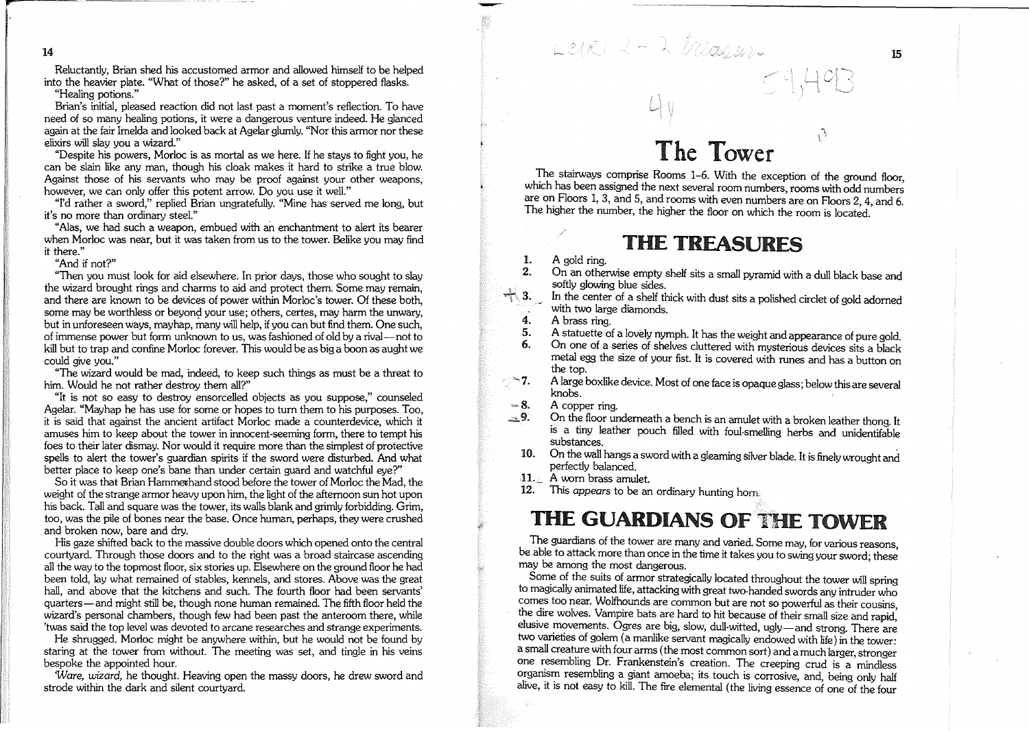Reluctantly, Brian shed his accustomed armor and allowed himself to be helped into the heavier plate. "What of those?" he asked, of a set of stoppered flasks.

"Healing potions."

Brian's initial, pleased reaction did not last past a moment's reflection. To have need of so many healing potions, it were a dangerous venture indeed. He glanced again at the fair Imelda and looked back at Agelar glumly. "Nor this armor nor these elixirs will slay you a wizard."

"Despite his powers, Morloc is as mortal as we here. If he stays to fight you, he can be slain like any man, though his cloak makes it hard to strike a true blow. Against those of his servants who may be proof against your other weapons, however, we can only offer this potent arrow. Do you use it well."

"I'd rather a sword," replied Brian ungratefully. "Mine has served me long, but it's no more than ordinary steel."

"Alas, we had such a weapon, embued with an enchantment to alert its bearer when Morloc was near, but it was taken from us to the tower. Belike you may find it there."

"And if not?"

"Then you must look for aid elsewhere. In prior days, those who sought to slay the wizard brought rings and charms to aid and protect them. Some may remain, and there are known to be devices of power within Morloc's tower. Of these both, some may be worthless or beyond your use; others, certes, may harm the unwary, but in unforeseen ways, mayhap, many will help, if you can but find them. One such, of immense power but form unknown to us, was fashioned of old by a rival—not to kill but to trap and confine Morloc forever. This would be as big a boon as aught we could give you."

"The wizard would be mad, indeed, to keep such things as must be a threat to him. Would he not rather destroy them all?"

"It is not so easy to destroy ensorcelled objects as you suppose," counseled Agelar. "Mayhap he has use for some or hopes to turn them to his purposes. Too, it is said that against the ancient artifact Morloc made a counterdevice, which it amuses him to keep about the tower in innocent-seeming form, there to tempt his foes to their later dismay. Nor would it require more than the simplest of protective spells to alert the tower's guardian spirits if the sword were disturbed. And what better place to keep one's bane than under certain guard and watchful eye?"

So it was that Brian Hammerhand stood before the tower of Morloc the Mad, the weight of the strange armor heavy upon him, the light of the afternoon sun hot upon his back. Tall and square was the tower, its walls blank and grimly forbidding. Grim, too, was the pile of bones near the base. Once human, perhaps, they were crushed and broken now, bare and dry.

His gaze shifted back to the massive double doors which opened onto the central courtyard. Through those doors and to the right was a broad staircase ascending all the way to the topmost floor, six stories up. Elsewhere on the ground floor he had been told, lay what remained of stables, kennels, and stores. Above was the great hall, and above that the kitchens and such. The fourth floor had been servants' quarters—and might still be, though none human remained. The fifth floor held the wizard's personal chambers, though few had been past the anteroom there, while 'twas said the top level was devoted to arcane researches and strange experiments.

He shrugged. Morloc might be anywhere within, but he would not be found by staring at the tower from without. The meeting was set, and tingle in his veins bespoke the appointed hour.

*'Ware, wizard,* he thought. Heaving open the massy doors, he drew sword and strode within the dark and silent courtyard.

# The Tower

The stairways comprise Rooms 1–6. With the exception of the ground floor, which has been assigned the next several room numbers, rooms with odd numbers are on Floors 1, 3, and 5, and rooms with even numbers are on Floors 2, 4, and 6. The higher the number, the higher the floor on which the room is located.

## THE TREASURES

1. A gold ring.
2. On an otherwise empty shelf sits a small pyramid with a dull black base and softly glowing blue sides.
3. In the center of a shelf thick with dust sits a polished circlet of gold adorned with two large diamonds.
4. A brass ring.
5. A statuette of a lovely nymph. It has the weight and appearance of pure gold.
6. On one of a series of shelves cluttered with mysterious devices sits a black metal egg the size of your fist. It is covered with runes and has a button on the top.
7. A large boxlike device. Most of one face is opaque glass; below this are several knobs.
8. A copper ring.
9. On the floor underneath a bench is an amulet with a broken leather thong. It is a tiny leather pouch filled with foul-smelling herbs and unidentifiable substances.
10. On the wall hangs a sword with a gleaming silver blade. It is finely wrought and perfectly balanced.
11. A worn brass amulet.
12. This *appears* to be an ordinary hunting horn.

## THE GUARDIANS OF THE TOWER

The guardians of the tower are many and varied. Some may, for various reasons, be able to attack more than once in the time it takes you to swing your sword; these may be among the most dangerous.

Some of the suits of armor strategically located throughout the tower will spring to magically animated life, attacking with great two-handed swords any intruder who comes too near. Wolfhounds are common but are not so powerful as their cousins, the dire wolves. Vampire bats are hard to hit because of their small size and rapid, elusive movements. Ogres are big, slow, dull-witted, ugly—and strong. There are two varieties of golem (a manlike servant magically endowed with life) in the tower: a small creature with four arms (the most common sort) and a much larger, stronger one resembling Dr. Frankenstein's creation. The creeping crud is a mindless organism resembling a giant amoeba; its touch is corrosive, and, being only half alive, it is not easy to kill. The fire elemental (the living essence of one of the four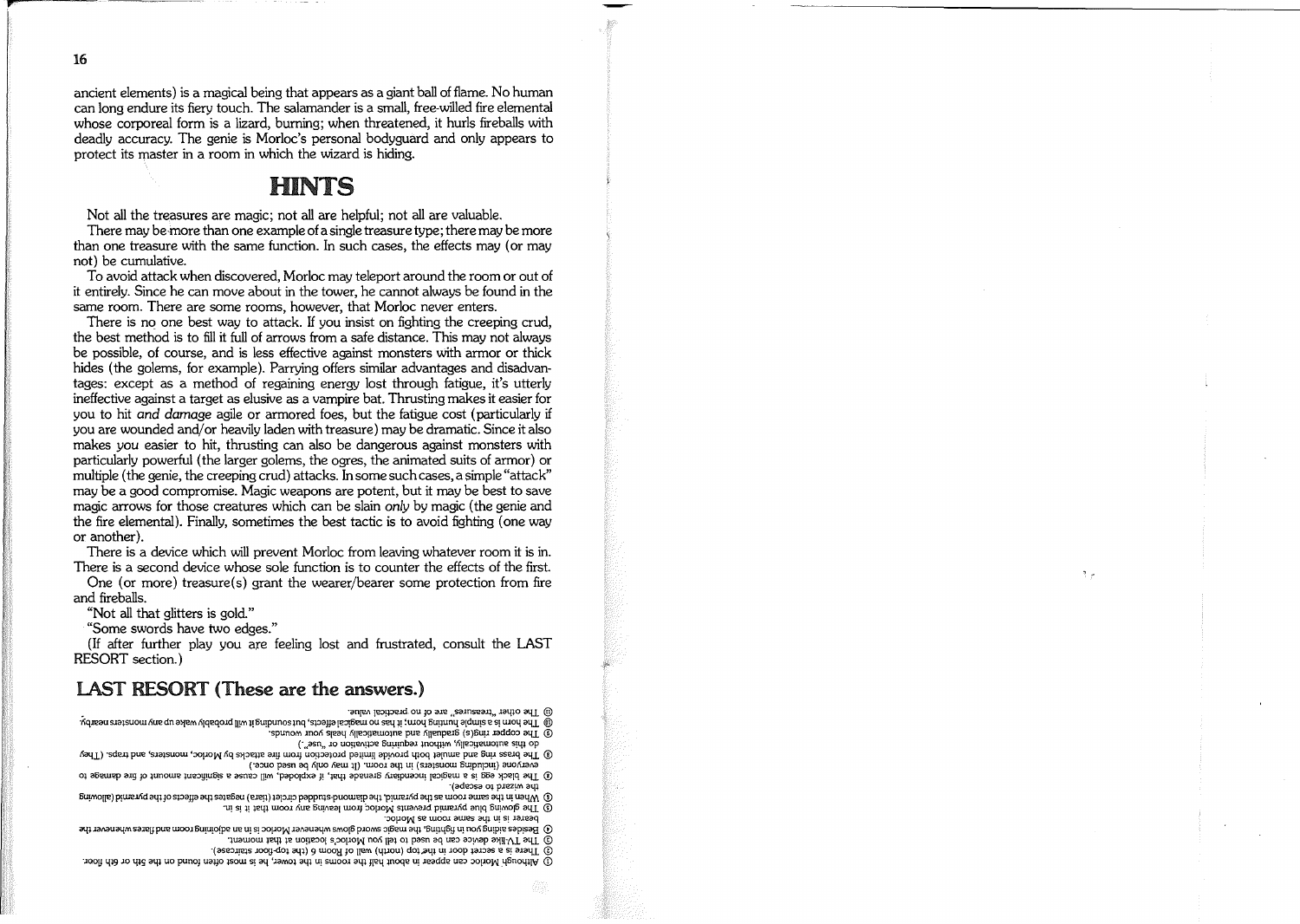ancient elements) is a magical being that appears as a giant ball of flame. No human can long endure its fiery touch. The salamander is a small, free-willed fire elemental whose corporeal form is a lizard, burning; when threatened, it hurls fireballs with deadly accuracy. The genie is Morloc's personal bodyguard and only appears to protect its master in a room in which the wizard is hiding.

# HINTS

Not all the treasures are magic; not all are helpful; not all are valuable.

There may be more than one example of a single treasure type; there may be more than one treasure with the same function. In such cases, the effects may (or may not) be cumulative.

To avoid attack when discovered, Morloc may teleport around the room or out of it entirely. Since he can move about in the tower, he cannot always be found in the same room. There are some rooms, however, that Morloc never enters.

There is no one best way to attack. If you insist on fighting the creeping crud, the best method is to fill it full of arrows from a safe distance. This may not always be possible, of course, and is less effective against monsters with armor or thick hides (the golems, for example). Parrying offers similar advantages and disadvantages: except as a method of regaining energy lost through fatigue, it's utterly ineffective against a target as elusive as a vampire bat. Thrusting makes it easier for you to hit *and damage* agile or armored foes, but the fatigue cost (particularly if you are wounded and/or heavily laden with treasure) may be dramatic. Since it also makes *you* easier to hit, thrusting can also be dangerous against monsters with particularly powerful (the larger golems, the ogres, the animated suits of armor) or multiple (the genie, the creeping crud) attacks. In some such cases, a simple "attack" may be a good compromise. Magic weapons are potent, but it may be best to save magic arrows for those creatures which can be slain *only* by magic (the genie and the fire elemental). Finally, sometimes the best tactic is to avoid fighting (one way or another).

There is a device which will prevent Morloc from leaving whatever room it is in. There is a second device whose sole function is to counter the effects of the first.

One (or more) treasure(s) grant the wearer/bearer some protection from fire and fireballs.

"Not all that glitters is gold."

"Some swords have two edges."

(If after further play you are feeling lost and frustrated, consult the LAST RESORT section.)

## LAST RESORT (These are the answers.)

① Although Morloc can appear in about half the rooms in the tower, he is most often found on the 6th floor.

② There is a secret door in the (north) wall of Room 6 (the top-floor staircase).

③ The TV-like device can be used to tell you Morloc's location at that moment.

④ Besides aiding you in fighting, the magic sword glows whenever Morloc is in an adjoining room and fades whenever the bearer is in the same room as Morloc.

⑤ The glowing blue pyramid prevents Morloc from leaving any room that it is in.

⑥ When in the same room as the pyramid, the diamond-studded circlet (tiara) negates the effects of the pyramid (allowing the wizard to escape).

⑦ The black egg is a magical incendiary grenade that, if exploded, will cause a significant amount of fire damage to everyone (including monsters) in the room. (It may only be used once.)

⑧ The brass ring and amulet both provide limited protection from fire attacks by Morloc, monsters, and traps. (They do this automatically without requiring activation or "use".)

⑨ The copper ring(s) gradually and automatically heals your wounds.

⑩ The horn is a simple hunting horn; it has no magical effects, but sounding it will probably wake up any monsters nearby.

⑪ The other "treasures" are of no practical value.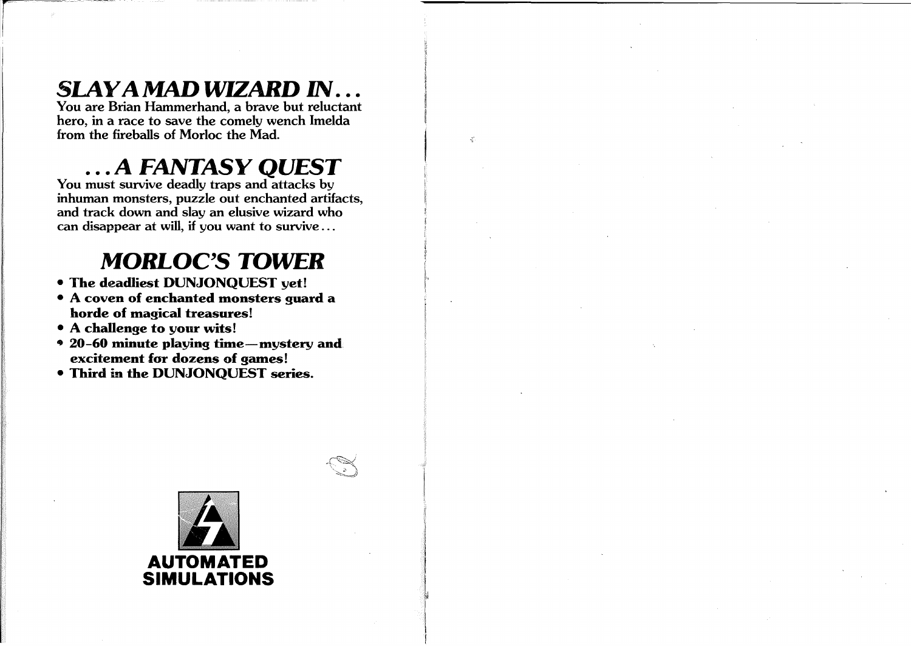# *SLAY A MAD WIZARD IN . . .*

You are Brian Hammerhand, a brave but reluctant hero, in a race to save the comely wench Imelda from the fireballs of Morloc the Mad.

# *. . . A FANTASY QUEST*

You must survive deadly traps and attacks by inhuman monsters, puzzle out enchanted artifacts, and track down and slay an elusive wizard who can disappear at will, if you want to survive . . .

# *MORLOC'S TOWER*

- **The deadliest DUNJONQUEST yet!**
- **A coven of enchanted monsters guard a horde of magical treasures!**
- **A challenge to your wits!**
- **20–60 minute playing time—mystery and excitement for dozens of games!**
- **Third in the DUNJONQUEST series.**

**AUTOMATED SIMULATIONS**